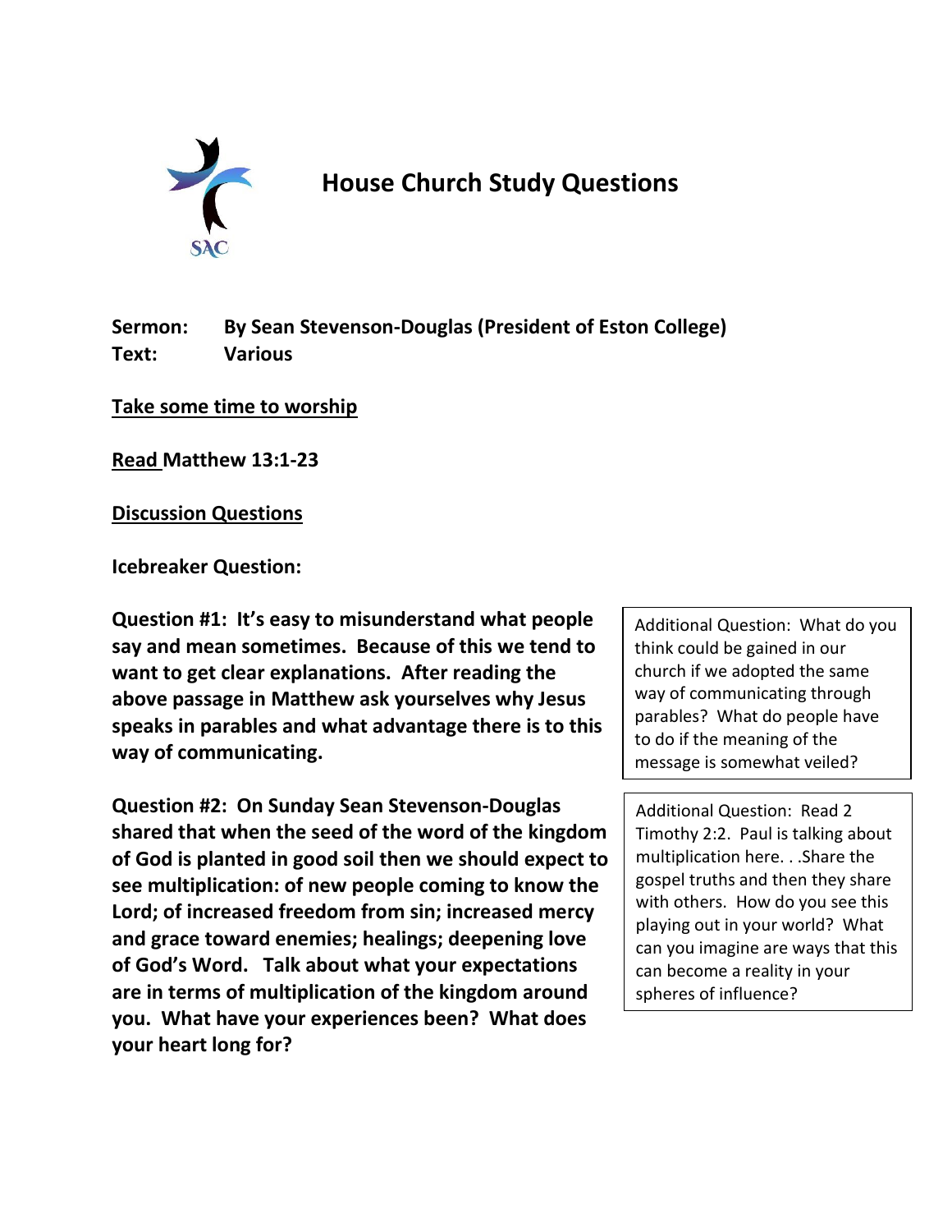SAC

# House Church Study Questions

**Sermon:** **By Sean Stevenson-Douglas (President of Eston College)**
**Text:** **Various**

**Take some time to worship**

**Read Matthew 13:1-23**

**Discussion Questions**

**Icebreaker Question:**

**Question #1: It's easy to misunderstand what people say and mean sometimes. Because of this we tend to want to get clear explanations. After reading the above passage in Matthew ask yourselves why Jesus speaks in parables and what advantage there is to this way of communicating.**

Additional Question: What do you think could be gained in our church if we adopted the same way of communicating through parables? What do people have to do if the meaning of the message is somewhat veiled?

**Question #2: On Sunday Sean Stevenson-Douglas shared that when the seed of the word of the kingdom of God is planted in good soil then we should expect to see multiplication: of new people coming to know the Lord; of increased freedom from sin; increased mercy and grace toward enemies; healings; deepening love of God's Word. Talk about what your expectations are in terms of multiplication of the kingdom around you. What have your experiences been? What does your heart long for?**

Additional Question: Read 2 Timothy 2:2. Paul is talking about multiplication here. . .Share the gospel truths and then they share with others. How do you see this playing out in your world? What can you imagine are ways that this can become a reality in your spheres of influence?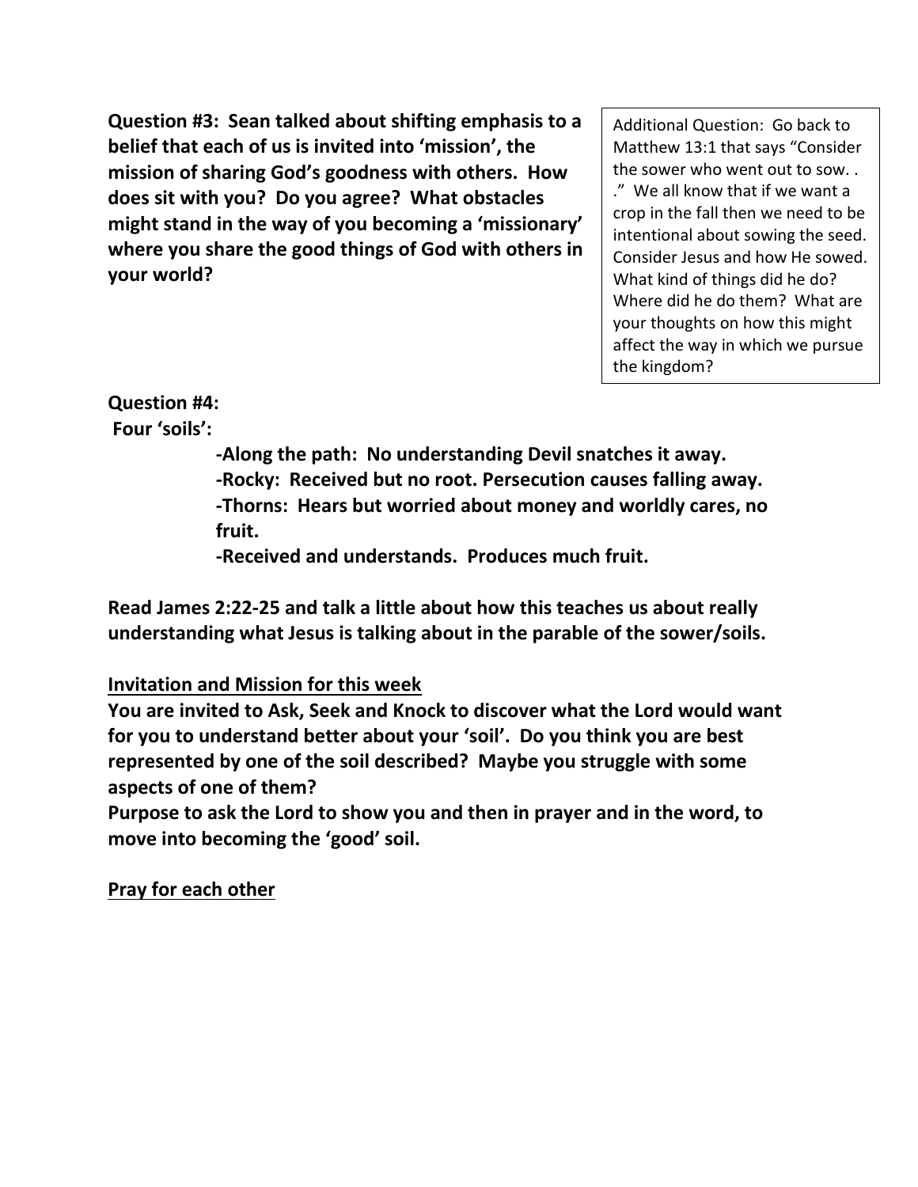**Question #3: Sean talked about shifting emphasis to a belief that each of us is invited into 'mission', the mission of sharing God's goodness with others. How does sit with you? Do you agree? What obstacles might stand in the way of you becoming a 'missionary' where you share the good things of God with others in your world?**

Additional Question: Go back to Matthew 13:1 that says "Consider the sower who went out to sow. . ." We all know that if we want a crop in the fall then we need to be intentional about sowing the seed. Consider Jesus and how He sowed. What kind of things did he do? Where did he do them? What are your thoughts on how this might affect the way in which we pursue the kingdom?

**Question #4:**

**Four 'soils':**

- **Along the path: No understanding Devil snatches it away.**
- **Rocky: Received but no root. Persecution causes falling away.**
- **Thorns: Hears but worried about money and worldly cares, no fruit.**
- **Received and understands. Produces much fruit.**

**Read James 2:22-25 and talk a little about how this teaches us about really understanding what Jesus is talking about in the parable of the sower/soils.**

**<u>Invitation and Mission for this week</u>**

**You are invited to Ask, Seek and Knock to discover what the Lord would want for you to understand better about your 'soil'. Do you think you are best represented by one of the soil described? Maybe you struggle with some aspects of one of them?**

**Purpose to ask the Lord to show you and then in prayer and in the word, to move into becoming the 'good' soil.**

**<u>Pray for each other</u>**